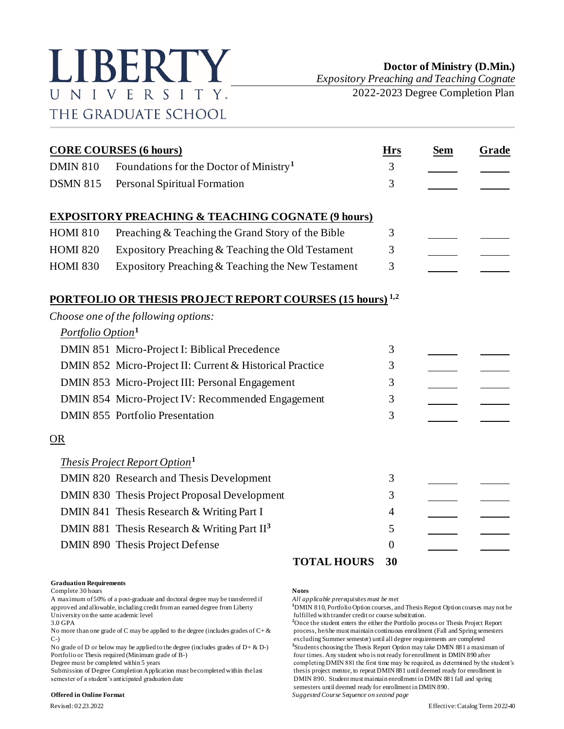# LIBERTY UNIVERSITY THE GRADUATE SCHOOL

**Doctor of Ministry (D.Min.)**
*Expository Preaching and Teaching Cognate*
2022-2023 Degree Completion Plan

| **CORE COURSES (6 hours)** | | **Hrs** | **Sem** | **Grade** |
|---|---|---|---|---|
| DMIN 810 | Foundations for the Doctor of Ministry[1] | 3 | | |
| DSMN 815 | Personal Spiritual Formation | 3 | | |
| **EXPOSITORY PREACHING & TEACHING COGNATE (9 hours)** | | | | |
| HOMI 810 | Preaching & Teaching the Grand Story of the Bible | 3 | | |
| HOMI 820 | Expository Preaching & Teaching the Old Testament | 3 | | |
| HOMI 830 | Expository Preaching & Teaching the New Testament | 3 | | |
| **PORTFOLIO OR THESIS PROJECT REPORT COURSES (15 hours)[1,2]** | | | | |
| *Choose one of the following options:* | | | | |
| *Portfolio Option*[1] | | | | |
| DMIN 851 | Micro-Project I: Biblical Precedence | 3 | | |
| DMIN 852 | Micro-Project II: Current & Historical Practice | 3 | | |
| DMIN 853 | Micro-Project III: Personal Engagement | 3 | | |
| DMIN 854 | Micro-Project IV: Recommended Engagement | 3 | | |
| DMIN 855 | Portfolio Presentation | 3 | | |
| OR | | | | |
| *Thesis Project Report Option*[1] | | | | |
| DMIN 820 | Research and Thesis Development | 3 | | |
| DMIN 830 | Thesis Project Proposal Development | 3 | | |
| DMIN 841 | Thesis Research & Writing Part I | 4 | | |
| DMIN 881 | Thesis Research & Writing Part II[3] | 5 | | |
| DMIN 890 | Thesis Project Defense | 0 | | |
| | **TOTAL HOURS** | **30** | | |

**Graduation Requirements**

Complete 30 hours
A maximum of 50% of a post-graduate and doctoral degree may be transferred if approved and allowable, including credit from an earned degree from Liberty University on the same academic level
3.0 GPA
No more than one grade of C may be applied to the degree (includes grades of C+ & C-)
No grade of D or below may be applied to the degree (includes grades of D+ & D-)
Portfolio or Thesis required (Minimum grade of B-)
Degree must be completed within 5 years
Submission of Degree Completion Application must be completed within the last semester of a student's anticipated graduation date

**Offered in Online Format**

**Notes**

*All applicable prerequisites must be met*
[1]DMIN 810, Portfolio Option courses, and Thesis Report Option courses may not be fulfilled with transfer credit or course substitution.
[2]Once the student enters the either the Portfolio process or Thesis Project Report process, he/she must maintain continuous enrollment (Fall and Spring semesters excluding Summer semester) until all degree requirements are completed
[3]Students choosing the Thesis Report Option may take DMIN 881 a maximum of four times. Any student who is not ready for enrollment in DMIN 890 after completing DMIN 881 the first time may be required, as determined by the student's thesis project mentor, to repeat DMIN 881 until deemed ready for enrollment in DMIN 890. Student must maintain enrollment in DMIN 881 fall and spring semesters until deemed ready for enrollment in DMIN 890.
*Suggested Course Sequence on second page*

Revised: 02.23.2022

Effective: Catalog Term 2022-40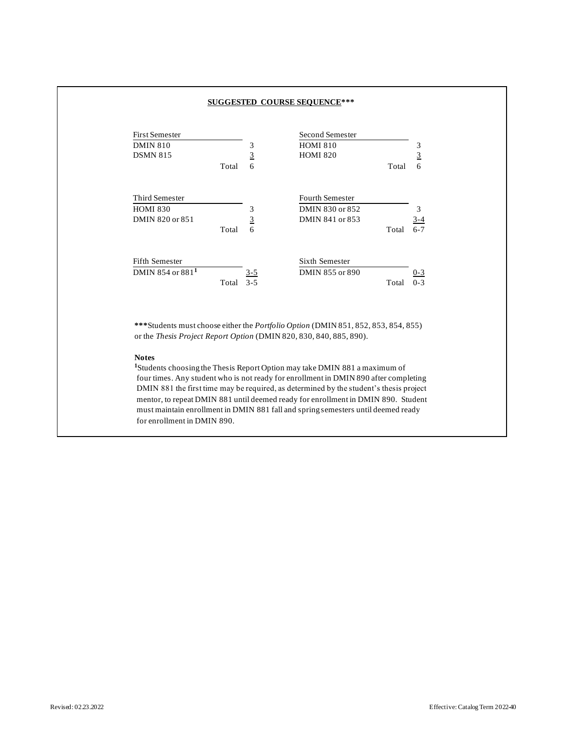## SUGGESTED COURSE SEQUENCE***

| First Semester | | Second Semester | |
|---|---|---|---|
| DMIN 810 | 3 | HOMI 810 | 3 |
| DSMN 815 | 3 | HOMI 820 | 3 |
| Total | 6 | Total | 6 |

| Third Semester | | Fourth Semester | |
|---|---|---|---|
| HOMI 830 | 3 | DMIN 830 or 852 | 3 |
| DMIN 820 or 851 | 3 | DMIN 841 or 853 | 3-4 |
| Total | 6 | Total | 6-7 |

| Fifth Semester | | Sixth Semester | |
|---|---|---|---|
| DMIN 854 or 881[1] | 3-5 | DMIN 855 or 890 | 0-3 |
| Total | 3-5 | Total | 0-3 |

***Students must choose either the *Portfolio Option* (DMIN 851, 852, 853, 854, 855) or the *Thesis Project Report Option* (DMIN 820, 830, 840, 885, 890).

**Notes**

[1]Students choosing the Thesis Report Option may take DMIN 881 a maximum of four times. Any student who is not ready for enrollment in DMIN 890 after completing DMIN 881 the first time may be required, as determined by the student's thesis project mentor, to repeat DMIN 881 until deemed ready for enrollment in DMIN 890. Student must maintain enrollment in DMIN 881 fall and spring semesters until deemed ready for enrollment in DMIN 890.

Revised: 02.23.2022 Effective: Catalog Term 2022-40